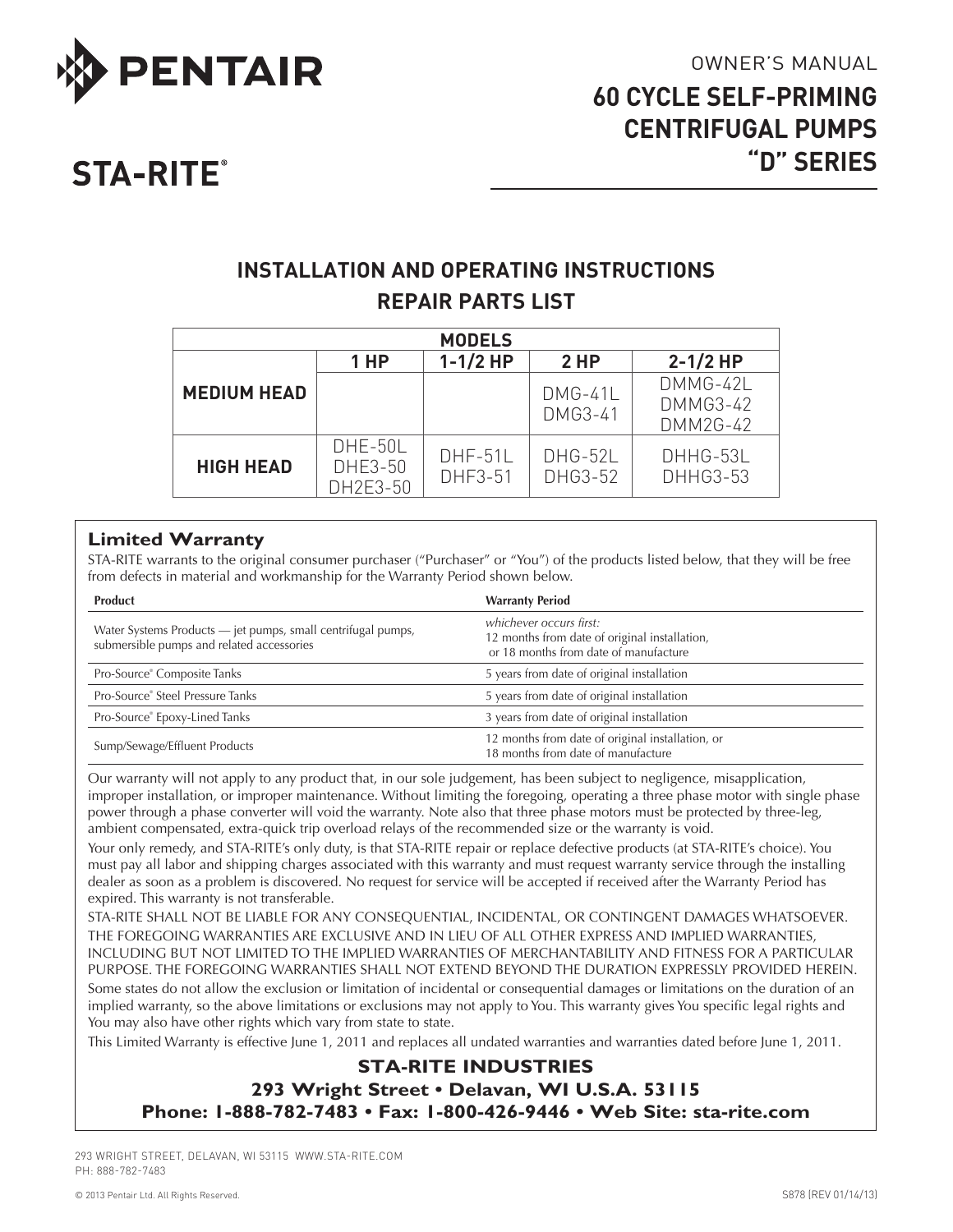PENTAIR

STA-RITE®

OWNER'S MANUAL

# 60 CYCLE SELF-PRIMING CENTRIFUGAL PUMPS "D" SERIES

## INSTALLATION AND OPERATING INSTRUCTIONS
## REPAIR PARTS LIST

| MODELS | | | | |
|---|---|---|---|---|
| | **1 HP** | **1-1/2 HP** | **2 HP** | **2-1/2 HP** |
| **MEDIUM HEAD** | | | DMG-41L<br>DMG3-41 | DMMG-42L<br>DMMG3-42<br>DMM2G-42 |
| **HIGH HEAD** | DHE-50L<br>DHE3-50<br>DH2E3-50 | DHF-51L<br>DHF3-51 | DHG-52L<br>DHG3-52 | DHHG-53L<br>DHHG3-53 |

### Limited Warranty

STA-RITE warrants to the original consumer purchaser ("Purchaser" or "You") of the products listed below, that they will be free from defects in material and workmanship for the Warranty Period shown below.

| Product | Warranty Period |
|---|---|
| Water Systems Products — jet pumps, small centrifugal pumps, submersible pumps and related accessories | *whichever occurs first:*<br>12 months from date of original installation,<br>or 18 months from date of manufacture |
| Pro-Source® Composite Tanks | 5 years from date of original installation |
| Pro-Source® Steel Pressure Tanks | 5 years from date of original installation |
| Pro-Source® Epoxy-Lined Tanks | 3 years from date of original installation |
| Sump/Sewage/Effluent Products | 12 months from date of original installation, or<br>18 months from date of manufacture |

Our warranty will not apply to any product that, in our sole judgement, has been subject to negligence, misapplication, improper installation, or improper maintenance. Without limiting the foregoing, operating a three phase motor with single phase power through a phase converter will void the warranty. Note also that three phase motors must be protected by three-leg, ambient compensated, extra-quick trip overload relays of the recommended size or the warranty is void.

Your only remedy, and STA-RITE's only duty, is that STA-RITE repair or replace defective products (at STA-RITE's choice). You must pay all labor and shipping charges associated with this warranty and must request warranty service through the installing dealer as soon as a problem is discovered. No request for service will be accepted if received after the Warranty Period has expired. This warranty is not transferable.

STA-RITE SHALL NOT BE LIABLE FOR ANY CONSEQUENTIAL, INCIDENTAL, OR CONTINGENT DAMAGES WHATSOEVER.

THE FOREGOING WARRANTIES ARE EXCLUSIVE AND IN LIEU OF ALL OTHER EXPRESS AND IMPLIED WARRANTIES, INCLUDING BUT NOT LIMITED TO THE IMPLIED WARRANTIES OF MERCHANTABILITY AND FITNESS FOR A PARTICULAR PURPOSE. THE FOREGOING WARRANTIES SHALL NOT EXTEND BEYOND THE DURATION EXPRESSLY PROVIDED HEREIN.

Some states do not allow the exclusion or limitation of incidental or consequential damages or limitations on the duration of an implied warranty, so the above limitations or exclusions may not apply to You. This warranty gives You specific legal rights and You may also have other rights which vary from state to state.

This Limited Warranty is effective June 1, 2011 and replaces all undated warranties and warranties dated before June 1, 2011.

**STA-RITE INDUSTRIES**
**293 Wright Street • Delavan, WI U.S.A. 53115**
**Phone: 1-888-782-7483 • Fax: 1-800-426-9446 • Web Site: sta-rite.com**

293 WRIGHT STREET, DELAVAN, WI 53115 WWW.STA-RITE.COM
PH: 888-782-7483

© 2013 Pentair Ltd. All Rights Reserved.

S878 (REV 01/14/13)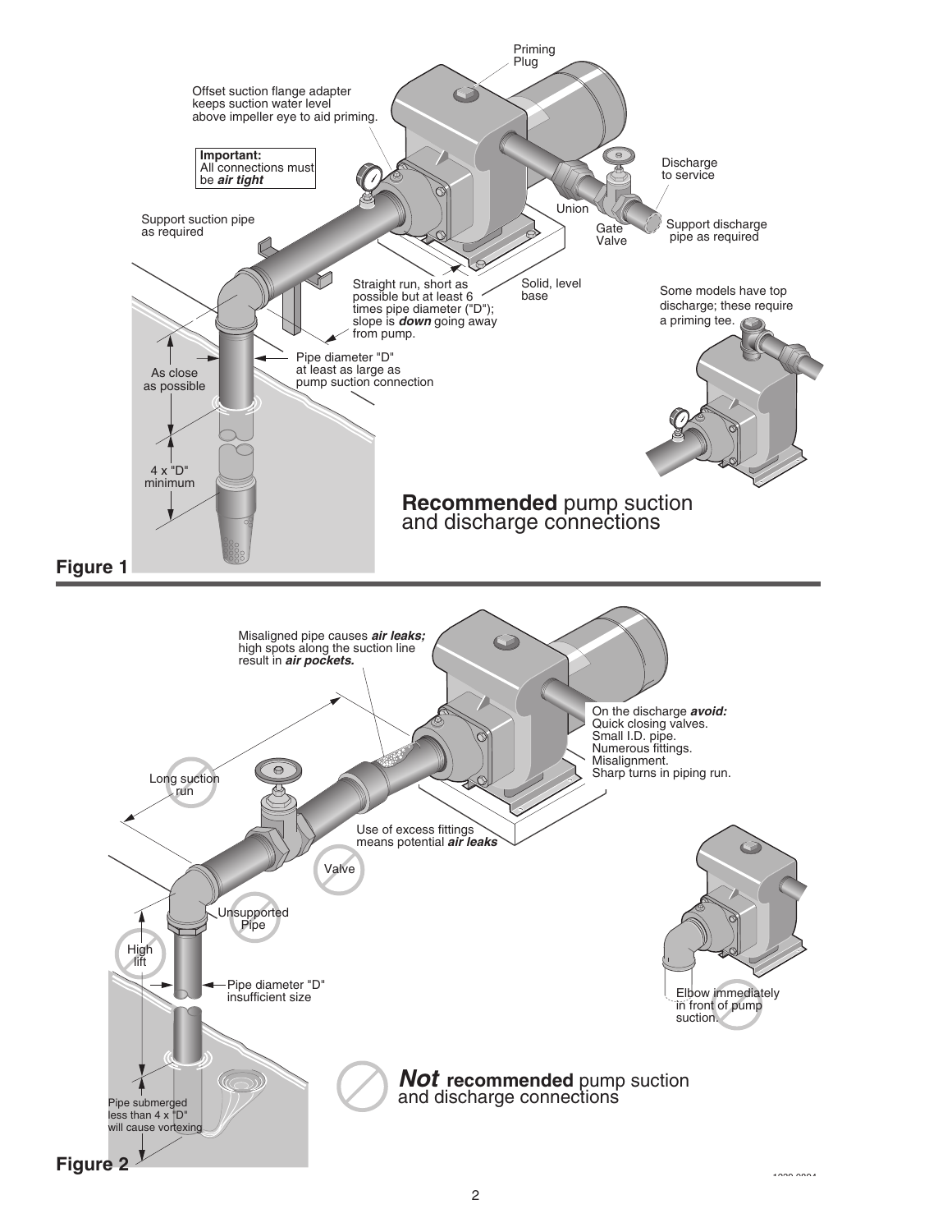Priming Plug

Offset suction flange adapter keeps suction water level above impeller eye to aid priming.

**Important:**
All connections must be ***air tight***

Support suction pipe as required

Discharge to service

Union

Gate Valve

Support discharge pipe as required

Straight run, short as possible but at least 6 times pipe diameter ("D"); slope is ***down*** going away from pump.

Solid, level base

Some models have top discharge; these require a priming tee.

Pipe diameter "D" at least as large as pump suction connection

As close as possible

4 x "D" minimum

**Recommended** pump suction and discharge connections

**Figure 1**

Misaligned pipe causes ***air leaks;*** high spots along the suction line result in ***air pockets.***

On the discharge ***avoid:***
Quick closing valves.
Small I.D. pipe.
Numerous fittings.
Misalignment.
Sharp turns in piping run.

Long suction run

Use of excess fittings means potential ***air leaks***

Valve

Unsupported Pipe

High lift

Pipe diameter "D" insufficient size

Elbow immediately in front of pump suction.

Pipe submerged less than 4 x "D" will cause vortexing

***Not*** **recommended** pump suction and discharge connections

**Figure 2**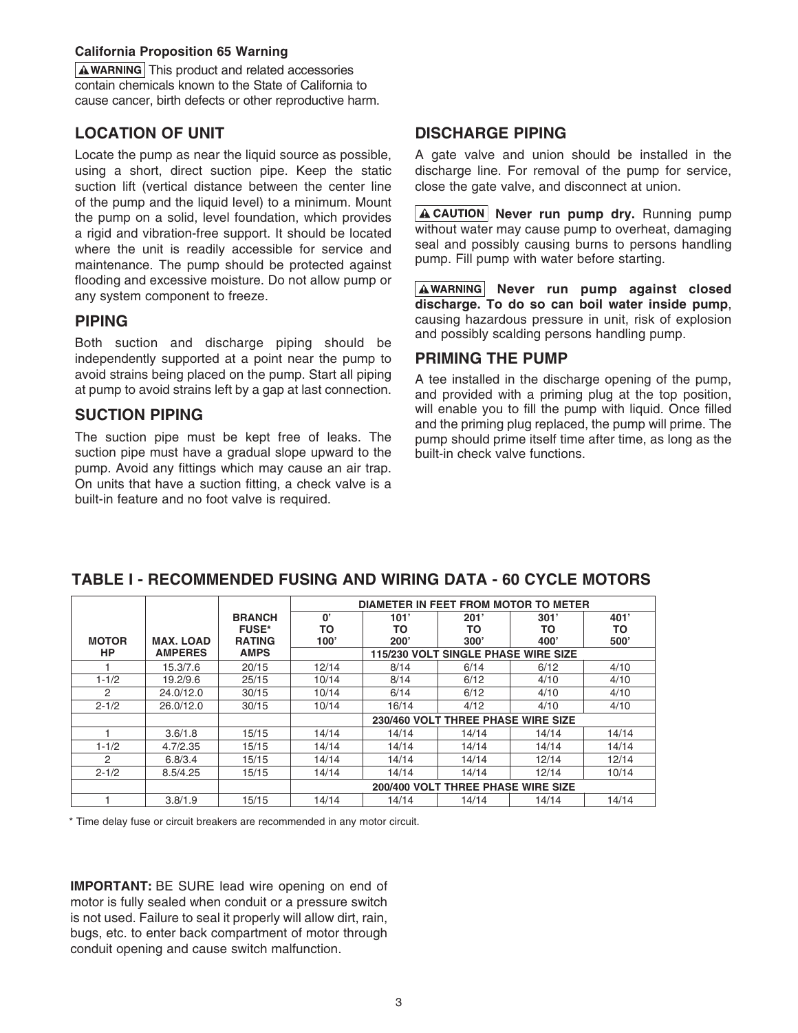**California Proposition 65 Warning**

**⚠ WARNING** This product and related accessories contain chemicals known to the State of California to cause cancer, birth defects or other reproductive harm.

## LOCATION OF UNIT

Locate the pump as near the liquid source as possible, using a short, direct suction pipe. Keep the static suction lift (vertical distance between the center line of the pump and the liquid level) to a minimum. Mount the pump on a solid, level foundation, which provides a rigid and vibration-free support. It should be located where the unit is readily accessible for service and maintenance. The pump should be protected against flooding and excessive moisture. Do not allow pump or any system component to freeze.

## PIPING

Both suction and discharge piping should be independently supported at a point near the pump to avoid strains being placed on the pump. Start all piping at pump to avoid strains left by a gap at last connection.

## SUCTION PIPING

The suction pipe must be kept free of leaks. The suction pipe must have a gradual slope upward to the pump. Avoid any fittings which may cause an air trap. On units that have a suction fitting, a check valve is a built-in feature and no foot valve is required.

## DISCHARGE PIPING

A gate valve and union should be installed in the discharge line. For removal of the pump for service, close the gate valve, and disconnect at union.

**⚠ CAUTION** **Never run pump dry.** Running pump without water may cause pump to overheat, damaging seal and possibly causing burns to persons handling pump. Fill pump with water before starting.

**⚠ WARNING** **Never run pump against closed discharge. To do so can boil water inside pump**, causing hazardous pressure in unit, risk of explosion and possibly scalding persons handling pump.

## PRIMING THE PUMP

A tee installed in the discharge opening of the pump, and provided with a priming plug at the top position, will enable you to fill the pump with liquid. Once filled and the priming plug replaced, the pump will prime. The pump should prime itself time after time, as long as the built-in check valve functions.

## TABLE I - RECOMMENDED FUSING AND WIRING DATA - 60 CYCLE MOTORS

| MOTOR HP | MAX. LOAD AMPERES | BRANCH FUSE* RATING AMPS | DIAMETER IN FEET FROM MOTOR TO METER 0' TO 100' | 101' TO 200' | 201' TO 300' | 301' TO 400' | 401' TO 500' |
|---|---|---|---|---|---|---|---|
| | | | 115/230 VOLT SINGLE PHASE WIRE SIZE | | | | |
| 1 | 15.3/7.6 | 20/15 | 12/14 | 8/14 | 6/14 | 6/12 | 4/10 |
| 1-1/2 | 19.2/9.6 | 25/15 | 10/14 | 8/14 | 6/12 | 4/10 | 4/10 |
| 2 | 24.0/12.0 | 30/15 | 10/14 | 6/14 | 6/12 | 4/10 | 4/10 |
| 2-1/2 | 26.0/12.0 | 30/15 | 10/14 | 16/14 | 4/12 | 4/10 | 4/10 |
| | | | 230/460 VOLT THREE PHASE WIRE SIZE | | | | |
| 1 | 3.6/1.8 | 15/15 | 14/14 | 14/14 | 14/14 | 14/14 | 14/14 |
| 1-1/2 | 4.7/2.35 | 15/15 | 14/14 | 14/14 | 14/14 | 14/14 | 14/14 |
| 2 | 6.8/3.4 | 15/15 | 14/14 | 14/14 | 14/14 | 12/14 | 12/14 |
| 2-1/2 | 8.5/4.25 | 15/15 | 14/14 | 14/14 | 14/14 | 12/14 | 10/14 |
| | | | 200/400 VOLT THREE PHASE WIRE SIZE | | | | |
| 1 | 3.8/1.9 | 15/15 | 14/14 | 14/14 | 14/14 | 14/14 | 14/14 |

* Time delay fuse or circuit breakers are recommended in any motor circuit.

**IMPORTANT:** BE SURE lead wire opening on end of motor is fully sealed when conduit or a pressure switch is not used. Failure to seal it properly will allow dirt, rain, bugs, etc. to enter back compartment of motor through conduit opening and cause switch malfunction.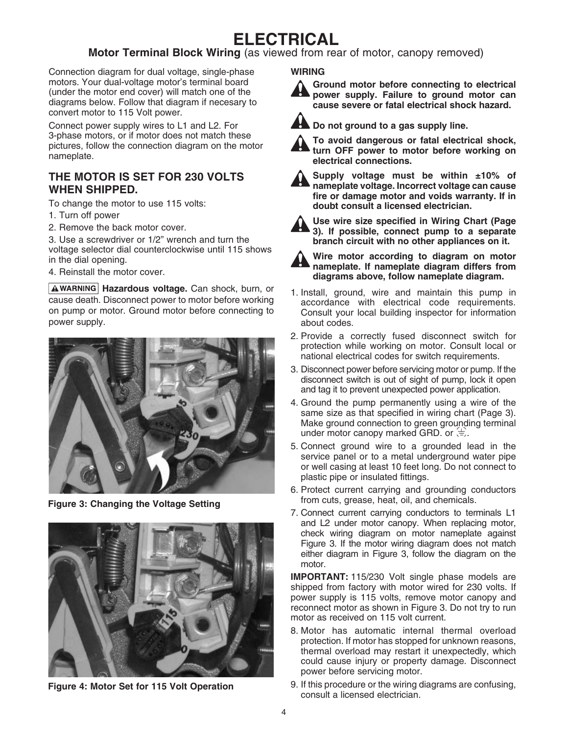# ELECTRICAL

## Motor Terminal Block Wiring (as viewed from rear of motor, canopy removed)

Connection diagram for dual voltage, single-phase motors. Your dual-voltage motor's terminal board (under the motor end cover) will match one of the diagrams below. Follow that diagram if necesary to convert motor to 115 Volt power.

Connect power supply wires to L1 and L2. For 3-phase motors, or if motor does not match these pictures, follow the connection diagram on the motor nameplate.

### THE MOTOR IS SET FOR 230 VOLTS WHEN SHIPPED.

To change the motor to use 115 volts:

1. Turn off power
2. Remove the back motor cover.
3. Use a screwdriver or 1/2" wrench and turn the voltage selector dial counterclockwise until 115 shows in the dial opening.
4. Reinstall the motor cover.

**⚠WARNING** **Hazardous voltage.** Can shock, burn, or cause death. Disconnect power to motor before working on pump or motor. Ground motor before connecting to power supply.

**Figure 3: Changing the Voltage Setting**

**Figure 4: Motor Set for 115 Volt Operation**

**WIRING**

⚠ **Ground motor before connecting to electrical power supply. Failure to ground motor can cause severe or fatal electrical shock hazard.**

⚠ **Do not ground to a gas supply line.**

⚠ **To avoid dangerous or fatal electrical shock, turn OFF power to motor before working on electrical connections.**

⚠ **Supply voltage must be within ±10% of nameplate voltage. Incorrect voltage can cause fire or damage motor and voids warranty. If in doubt consult a licensed electrician.**

⚠ **Use wire size specified in Wiring Chart (Page 3). If possible, connect pump to a separate branch circuit with no other appliances on it.**

⚠ **Wire motor according to diagram on motor nameplate. If nameplate diagram differs from diagrams above, follow nameplate diagram.**

1. Install, ground, wire and maintain this pump in accordance with electrical code requirements. Consult your local building inspector for information about codes.
2. Provide a correctly fused disconnect switch for protection while working on motor. Consult local or national electrical codes for switch requirements.
3. Disconnect power before servicing motor or pump. If the disconnect switch is out of sight of pump, lock it open and tag it to prevent unexpected power application.
4. Ground the pump permanently using a wire of the same size as that specified in wiring chart (Page 3). Make ground connection to green grounding terminal under motor canopy marked GRD. or ⏚.
5. Connect ground wire to a grounded lead in the service panel or to a metal underground water pipe or well casing at least 10 feet long. Do not connect to plastic pipe or insulated fittings.
6. Protect current carrying and grounding conductors from cuts, grease, heat, oil, and chemicals.
7. Connect current carrying conductors to terminals L1 and L2 under motor canopy. When replacing motor, check wiring diagram on motor nameplate against Figure 3. If the motor wiring diagram does not match either diagram in Figure 3, follow the diagram on the motor.

**IMPORTANT:** 115/230 Volt single phase models are shipped from factory with motor wired for 230 volts. If power supply is 115 volts, remove motor canopy and reconnect motor as shown in Figure 3. Do not try to run motor as received on 115 volt current.

8. Motor has automatic internal thermal overload protection. If motor has stopped for unknown reasons, thermal overload may restart it unexpectedly, which could cause injury or property damage. Disconnect power before servicing motor.
9. If this procedure or the wiring diagrams are confusing, consult a licensed electrician.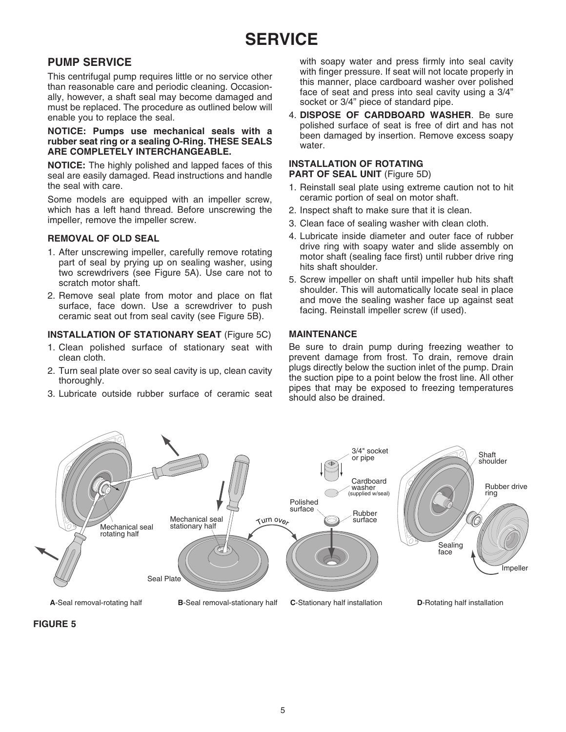# SERVICE

## PUMP SERVICE

This centrifugal pump requires little or no service other than reasonable care and periodic cleaning. Occasionally, however, a shaft seal may become damaged and must be replaced. The procedure as outlined below will enable you to replace the seal.

**NOTICE: Pumps use mechanical seals with a rubber seat ring or a sealing O-Ring. THESE SEALS ARE COMPLETELY INTERCHANGEABLE.**

**NOTICE:** The highly polished and lapped faces of this seal are easily damaged. Read instructions and handle the seal with care.

Some models are equipped with an impeller screw, which has a left hand thread. Before unscrewing the impeller, remove the impeller screw.

### REMOVAL OF OLD SEAL

1. After unscrewing impeller, carefully remove rotating part of seal by prying up on sealing washer, using two screwdrivers (see Figure 5A). Use care not to scratch motor shaft.
2. Remove seal plate from motor and place on flat surface, face down. Use a screwdriver to push ceramic seat out from seal cavity (see Figure 5B).

### INSTALLATION OF STATIONARY SEAT (Figure 5C)

1. Clean polished surface of stationary seat with clean cloth.
2. Turn seal plate over so seal cavity is up, clean cavity thoroughly.
3. Lubricate outside rubber surface of ceramic seat with soapy water and press firmly into seal cavity with finger pressure. If seat will not locate properly in this manner, place cardboard washer over polished face of seat and press into seal cavity using a 3/4" socket or 3/4" piece of standard pipe.
4. **DISPOSE OF CARDBOARD WASHER**. Be sure polished surface of seat is free of dirt and has not been damaged by insertion. Remove excess soapy water.

### INSTALLATION OF ROTATING PART OF SEAL UNIT (Figure 5D)

1. Reinstall seal plate using extreme caution not to hit ceramic portion of seal on motor shaft.
2. Inspect shaft to make sure that it is clean.
3. Clean face of sealing washer with clean cloth.
4. Lubricate inside diameter and outer face of rubber drive ring with soapy water and slide assembly on motor shaft (sealing face first) until rubber drive ring hits shaft shoulder.
5. Screw impeller on shaft until impeller hub hits shaft shoulder. This will automatically locate seal in place and move the sealing washer face up against seat facing. Reinstall impeller screw (if used).

### MAINTENANCE

Be sure to drain pump during freezing weather to prevent damage from frost. To drain, remove drain plugs directly below the suction inlet of the pump. Drain the suction pipe to a point below the frost line. All other pipes that may be exposed to freezing temperatures should also be drained.

Mechanical seal rotating half | Mechanical seal stationary half | Seal Plate | Turn over | Polished surface | 3/4" socket or pipe | Cardboard washer (supplied w/seal) | Rubber surface | Shaft shoulder | Rubber drive ring | Sealing face | Impeller

**A**-Seal removal-rotating half **B**-Seal removal-stationary half **C**-Stationary half installation **D**-Rotating half installation

**FIGURE 5**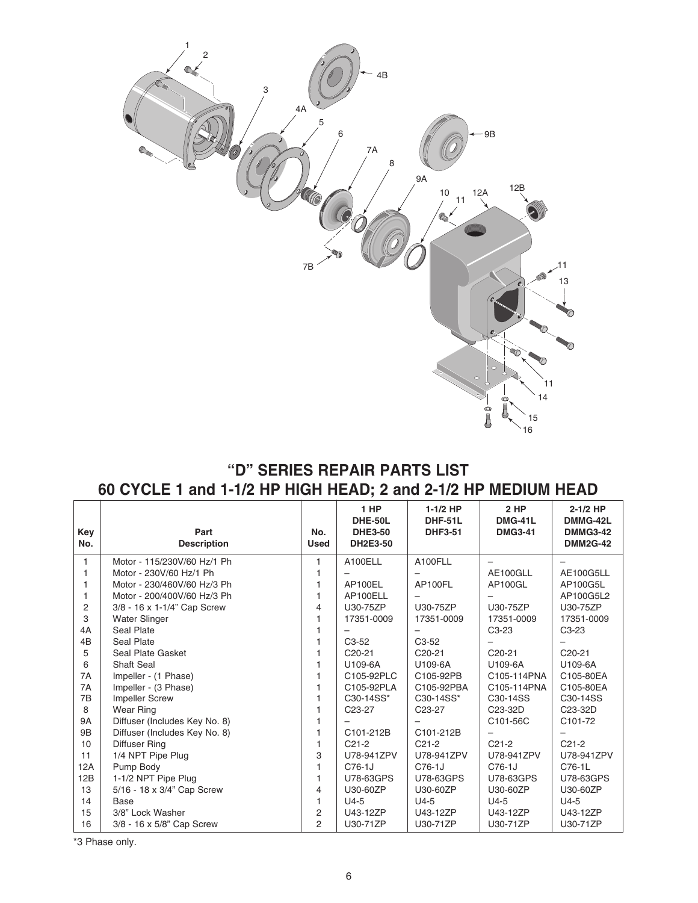# "D" SERIES REPAIR PARTS LIST

## 60 CYCLE 1 and 1-1/2 HP HIGH HEAD; 2 and 2-1/2 HP MEDIUM HEAD

| Key No. | Part Description | No. Used | 1 HP DHE-50L DHE3-50 DH2E3-50 | 1-1/2 HP DHF-51L DHF3-51 | 2 HP DMG-41L DMG3-41 | 2-1/2 HP DMMG-42L DMMG3-42 DMM2G-42 |
|---|---|---|---|---|---|---|
| 1 | Motor - 115/230V/60 Hz/1 Ph | 1 | A100ELL | A100FLL | – | – |
| 1 | Motor - 230V/60 Hz/1 Ph | 1 | – | – | AE100GLL | AE100G5LL |
| 1 | Motor - 230/460V/60 Hz/3 Ph | 1 | AP100EL | AP100FL | AP100GL | AP100G5L |
| 1 | Motor - 200/400V/60 Hz/3 Ph | 1 | AP100ELL | – | – | AP100G5L2 |
| 2 | 3/8 - 16 x 1-1/4" Cap Screw | 4 | U30-75ZP | U30-75ZP | U30-75ZP | U30-75ZP |
| 3 | Water Slinger | 1 | 17351-0009 | 17351-0009 | 17351-0009 | 17351-0009 |
| 4A | Seal Plate | 1 | – | – | C3-23 | C3-23 |
| 4B | Seal Plate | 1 | C3-52 | C3-52 | – | – |
| 5 | Seal Plate Gasket | 1 | C20-21 | C20-21 | C20-21 | C20-21 |
| 6 | Shaft Seal | 1 | U109-6A | U109-6A | U109-6A | U109-6A |
| 7A | Impeller - (1 Phase) | 1 | C105-92PLC | C105-92PB | C105-114PNA | C105-80EA |
| 7A | Impeller - (3 Phase) | 1 | C105-92PLA | C105-92PBA | C105-114PNA | C105-80EA |
| 7B | Impeller Screw | 1 | C30-14SS* | C30-14SS* | C30-14SS | C30-14SS |
| 8 | Wear Ring | 1 | C23-27 | C23-27 | C23-32D | C23-32D |
| 9A | Diffuser (Includes Key No. 8) | 1 | – | – | C101-56C | C101-72 |
| 9B | Diffuser (Includes Key No. 8) | 1 | C101-212B | C101-212B | – | – |
| 10 | Diffuser Ring | 1 | C21-2 | C21-2 | C21-2 | C21-2 |
| 11 | 1/4 NPT Pipe Plug | 3 | U78-941ZPV | U78-941ZPV | U78-941ZPV | U78-941ZPV |
| 12A | Pump Body | 1 | C76-1J | C76-1J | C76-1J | C76-1L |
| 12B | 1-1/2 NPT Pipe Plug | 1 | U78-63GPS | U78-63GPS | U78-63GPS | U78-63GPS |
| 13 | 5/16 - 18 x 3/4" Cap Screw | 4 | U30-60ZP | U30-60ZP | U30-60ZP | U30-60ZP |
| 14 | Base | 1 | U4-5 | U4-5 | U4-5 | U4-5 |
| 15 | 3/8" Lock Washer | 2 | U43-12ZP | U43-12ZP | U43-12ZP | U43-12ZP |
| 16 | 3/8 - 16 x 5/8" Cap Screw | 2 | U30-71ZP | U30-71ZP | U30-71ZP | U30-71ZP |

*3 Phase only.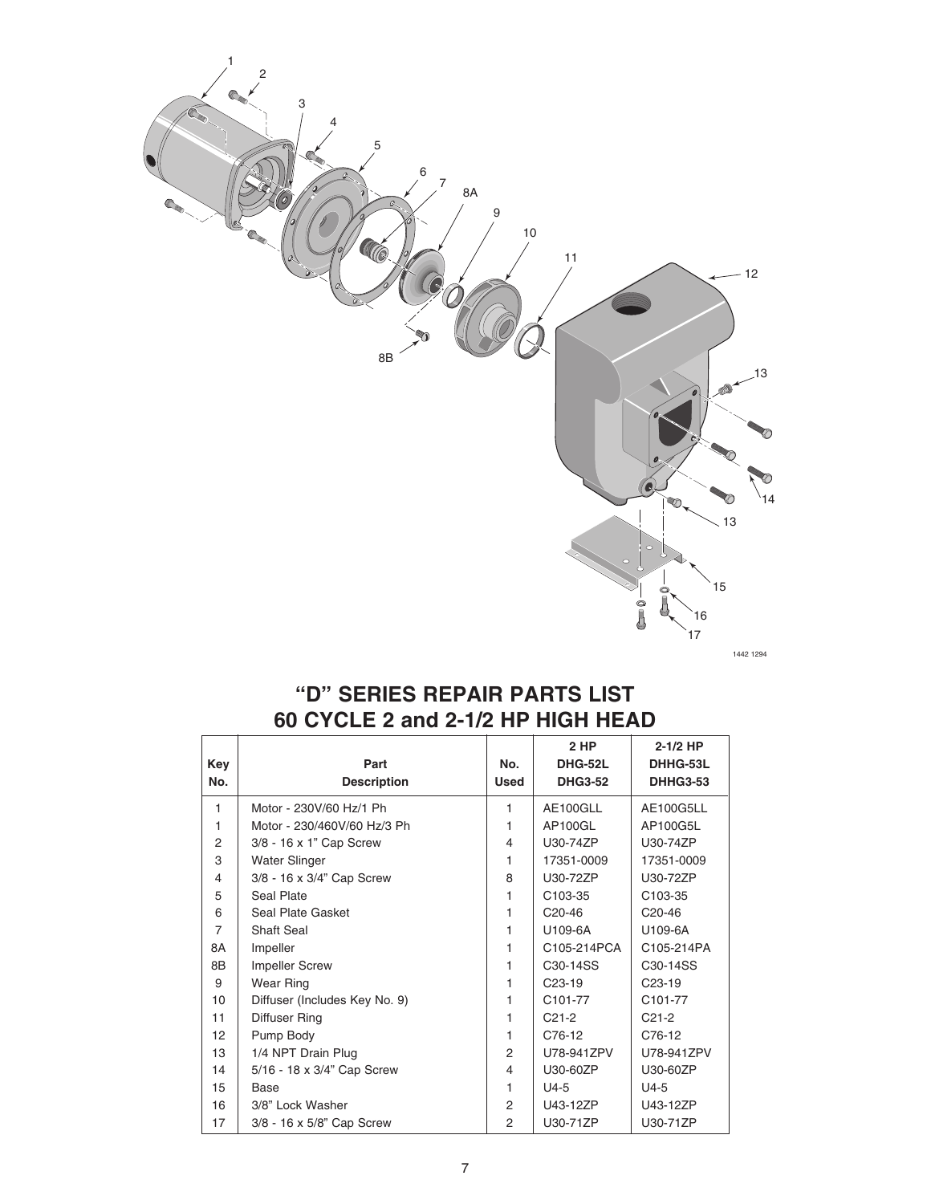# "D" SERIES REPAIR PARTS LIST
# 60 CYCLE 2 and 2-1/2 HP HIGH HEAD

| Key No. | Part Description | No. Used | 2 HP DHG-52L DHG3-52 | 2-1/2 HP DHHG-53L DHHG3-53 |
|---|---|---|---|---|
| 1 | Motor - 230V/60 Hz/1 Ph | 1 | AE100GLL | AE100G5LL |
| 1 | Motor - 230/460V/60 Hz/3 Ph | 1 | AP100GL | AP100G5L |
| 2 | 3/8 - 16 x 1" Cap Screw | 4 | U30-74ZP | U30-74ZP |
| 3 | Water Slinger | 1 | 17351-0009 | 17351-0009 |
| 4 | 3/8 - 16 x 3/4" Cap Screw | 8 | U30-72ZP | U30-72ZP |
| 5 | Seal Plate | 1 | C103-35 | C103-35 |
| 6 | Seal Plate Gasket | 1 | C20-46 | C20-46 |
| 7 | Shaft Seal | 1 | U109-6A | U109-6A |
| 8A | Impeller | 1 | C105-214PCA | C105-214PA |
| 8B | Impeller Screw | 1 | C30-14SS | C30-14SS |
| 9 | Wear Ring | 1 | C23-19 | C23-19 |
| 10 | Diffuser (Includes Key No. 9) | 1 | C101-77 | C101-77 |
| 11 | Diffuser Ring | 1 | C21-2 | C21-2 |
| 12 | Pump Body | 1 | C76-12 | C76-12 |
| 13 | 1/4 NPT Drain Plug | 2 | U78-941ZPV | U78-941ZPV |
| 14 | 5/16 - 18 x 3/4" Cap Screw | 4 | U30-60ZP | U30-60ZP |
| 15 | Base | 1 | U4-5 | U4-5 |
| 16 | 3/8" Lock Washer | 2 | U43-12ZP | U43-12ZP |
| 17 | 3/8 - 16 x 5/8" Cap Screw | 2 | U30-71ZP | U30-71ZP |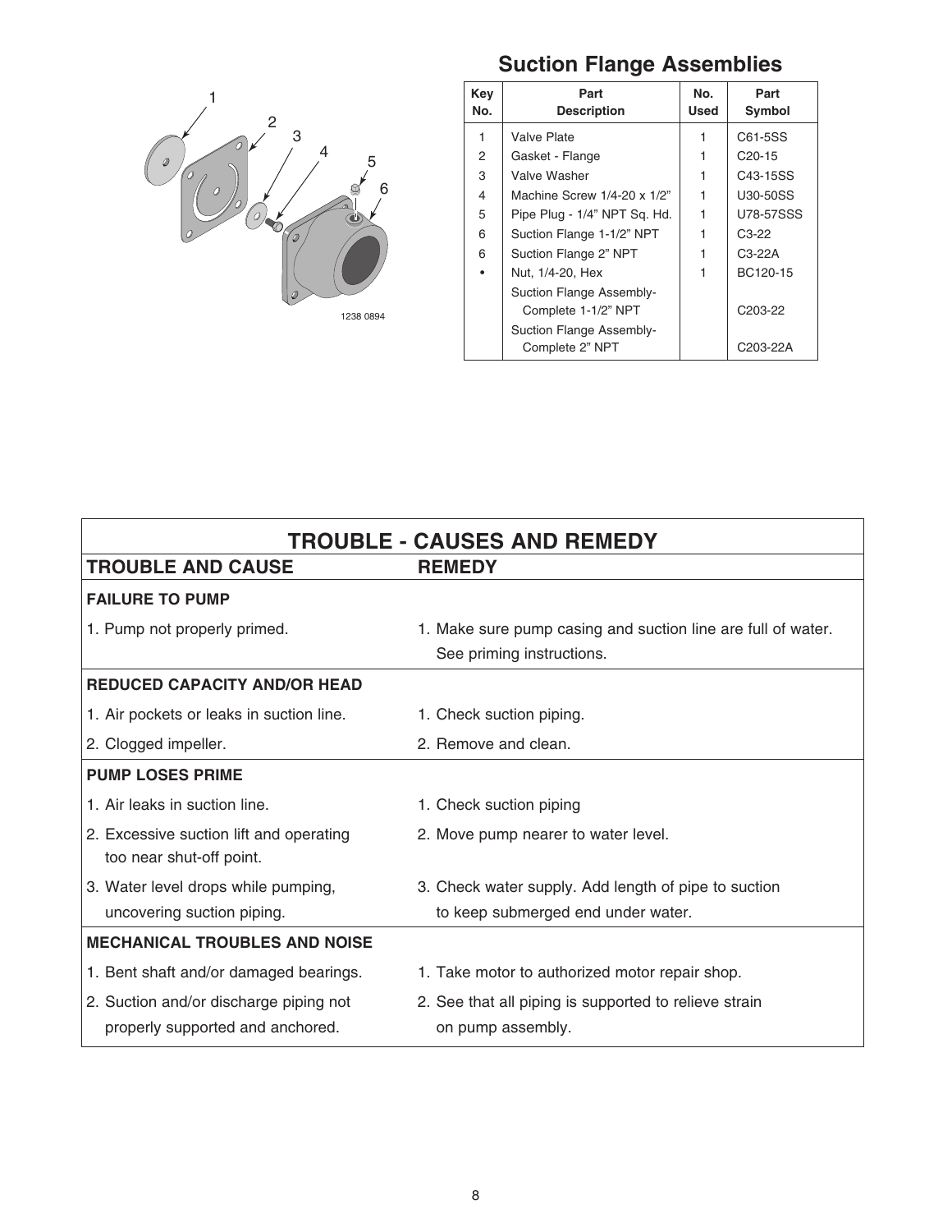1238 0894

## Suction Flange Assemblies

| Key No. | Part Description | No. Used | Part Symbol |
|---|---|---|---|
| 1 | Valve Plate | 1 | C61-5SS |
| 2 | Gasket - Flange | 1 | C20-15 |
| 3 | Valve Washer | 1 | C43-15SS |
| 4 | Machine Screw 1/4-20 x 1/2” | 1 | U30-50SS |
| 5 | Pipe Plug - 1/4” NPT Sq. Hd. | 1 | U78-57SSS |
| 6 | Suction Flange 1-1/2” NPT | 1 | C3-22 |
| 6 | Suction Flange 2” NPT | 1 | C3-22A |
| • | Nut, 1/4-20, Hex | 1 | BC120-15 |
| | Suction Flange Assembly-Complete 1-1/2” NPT | | C203-22 |
| | Suction Flange Assembly-Complete 2” NPT | | C203-22A |

## TROUBLE - CAUSES AND REMEDY

| TROUBLE AND CAUSE | REMEDY |
|---|---|
| **FAILURE TO PUMP** | |
| 1. Pump not properly primed. | 1. Make sure pump casing and suction line are full of water. See priming instructions. |
| **REDUCED CAPACITY AND/OR HEAD** | |
| 1. Air pockets or leaks in suction line. | 1. Check suction piping. |
| 2. Clogged impeller. | 2. Remove and clean. |
| **PUMP LOSES PRIME** | |
| 1. Air leaks in suction line. | 1. Check suction piping |
| 2. Excessive suction lift and operating too near shut-off point. | 2. Move pump nearer to water level. |
| 3. Water level drops while pumping, uncovering suction piping. | 3. Check water supply. Add length of pipe to suction to keep submerged end under water. |
| **MECHANICAL TROUBLES AND NOISE** | |
| 1. Bent shaft and/or damaged bearings. | 1. Take motor to authorized motor repair shop. |
| 2. Suction and/or discharge piping not properly supported and anchored. | 2. See that all piping is supported to relieve strain on pump assembly. |